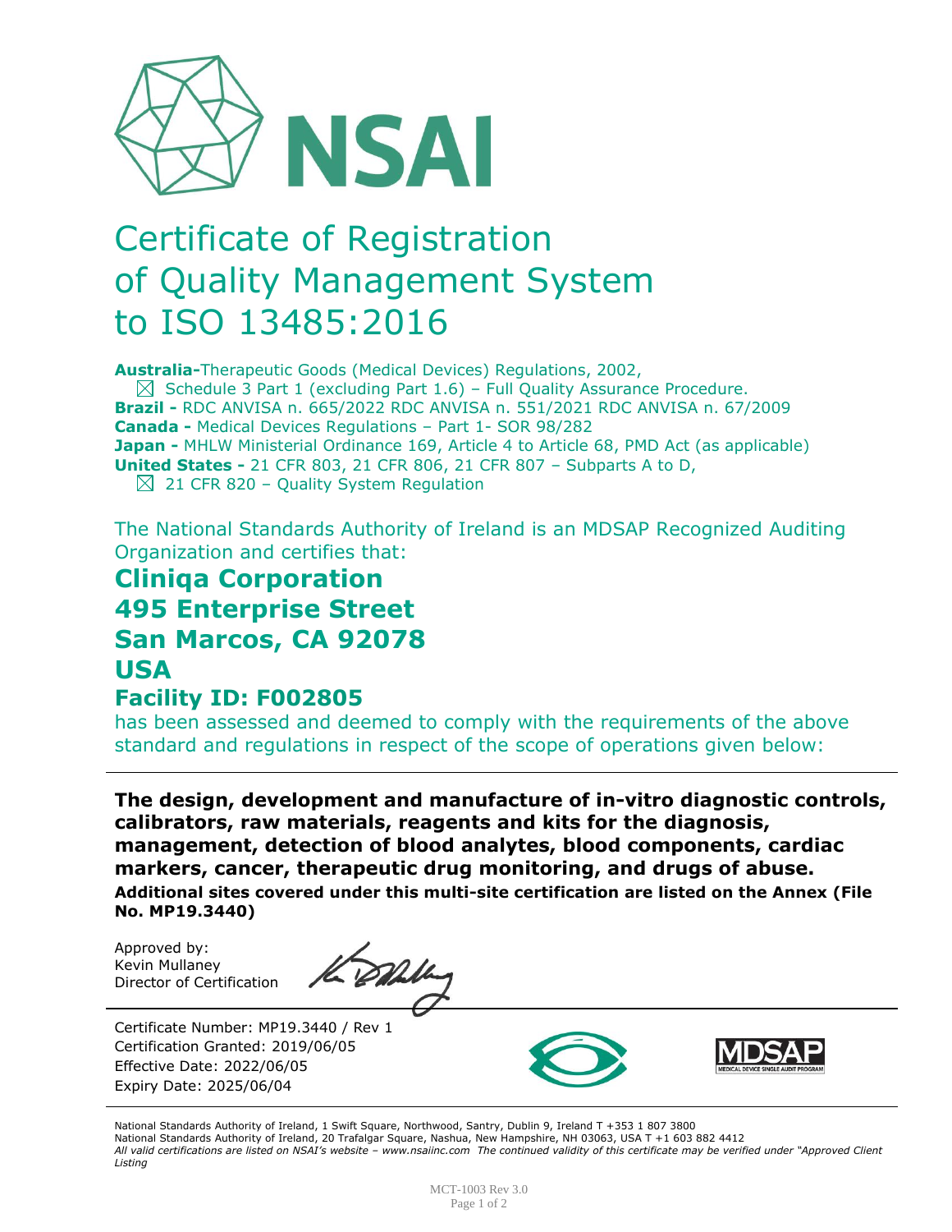# NSAI

# Certificate of Registration of Quality Management System to ISO 13485:2016

**Australia-**Therapeutic Goods (Medical Devices) Regulations, 2002,
☒ Schedule 3 Part 1 (excluding Part 1.6) – Full Quality Assurance Procedure.
**Brazil -** RDC ANVISA n. 665/2022 RDC ANVISA n. 551/2021 RDC ANVISA n. 67/2009
**Canada -** Medical Devices Regulations – Part 1- SOR 98/282
**Japan -** MHLW Ministerial Ordinance 169, Article 4 to Article 68, PMD Act (as applicable)
**United States -** 21 CFR 803, 21 CFR 806, 21 CFR 807 – Subparts A to D,
☒ 21 CFR 820 – Quality System Regulation

The National Standards Authority of Ireland is an MDSAP Recognized Auditing Organization and certifies that:

## Cliniqa Corporation
## 495 Enterprise Street
## San Marcos, CA 92078
## USA
### Facility ID: F002805

has been assessed and deemed to comply with the requirements of the above standard and regulations in respect of the scope of operations given below:

**The design, development and manufacture of in-vitro diagnostic controls, calibrators, raw materials, reagents and kits for the diagnosis, management, detection of blood analytes, blood components, cardiac markers, cancer, therapeutic drug monitoring, and drugs of abuse.**
**Additional sites covered under this multi-site certification are listed on the Annex (File No. MP19.3440)**

Approved by:
Kevin Mullaney
Director of Certification

Certificate Number: MP19.3440 / Rev 1
Certification Granted: 2019/06/05
Effective Date: 2022/06/05
Expiry Date: 2025/06/04

MDSAP
MEDICAL DEVICE SINGLE AUDIT PROGRAM

National Standards Authority of Ireland, 1 Swift Square, Northwood, Santry, Dublin 9, Ireland T +353 1 807 3800
National Standards Authority of Ireland, 20 Trafalgar Square, Nashua, New Hampshire, NH 03063, USA T +1 603 882 4412
*All valid certifications are listed on NSAI's website – www.nsaiinc.com The continued validity of this certificate may be verified under "Approved Client Listing*

MCT-1003 Rev 3.0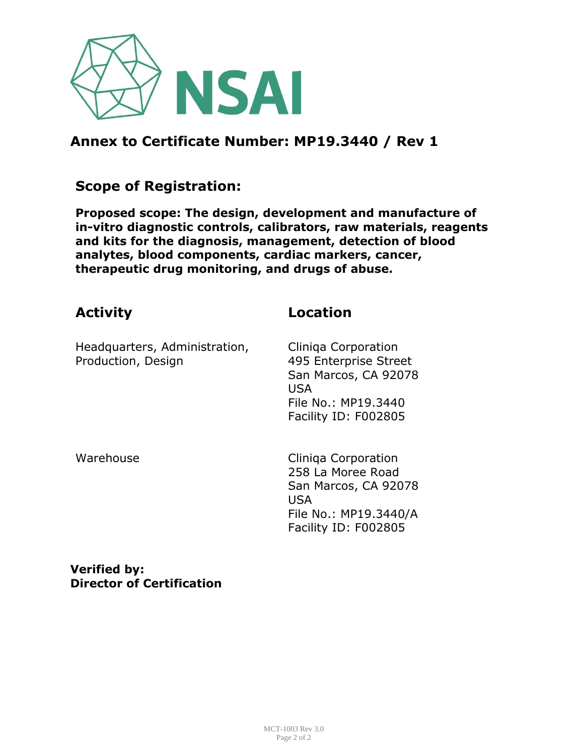NSAI

# Annex to Certificate Number: MP19.3440 / Rev 1

## Scope of Registration:

**Proposed scope: The design, development and manufacture of in-vitro diagnostic controls, calibrators, raw materials, reagents and kits for the diagnosis, management, detection of blood analytes, blood components, cardiac markers, cancer, therapeutic drug monitoring, and drugs of abuse.**

| Activity | Location |
| --- | --- |
| Headquarters, Administration, Production, Design | Cliniqa Corporation<br>495 Enterprise Street<br>San Marcos, CA 92078<br>USA<br>File No.: MP19.3440<br>Facility ID: F002805 |
| Warehouse | Cliniqa Corporation<br>258 La Moree Road<br>San Marcos, CA 92078<br>USA<br>File No.: MP19.3440/A<br>Facility ID: F002805 |

**Verified by:**
**Director of Certification**

MCT-1003 Rev 3.0